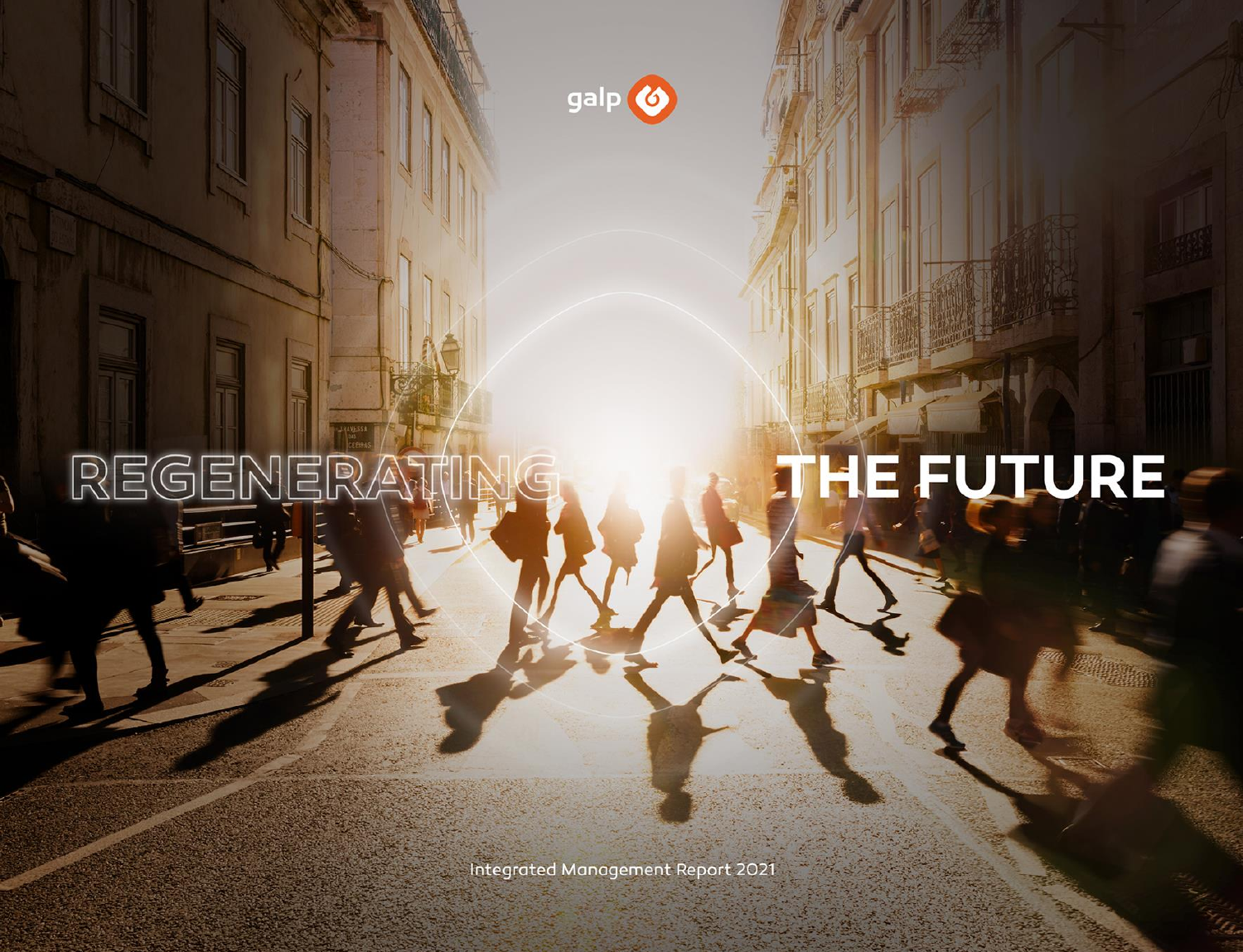galp

# REGENERATING THE FUTURE

Integrated Management Report 2021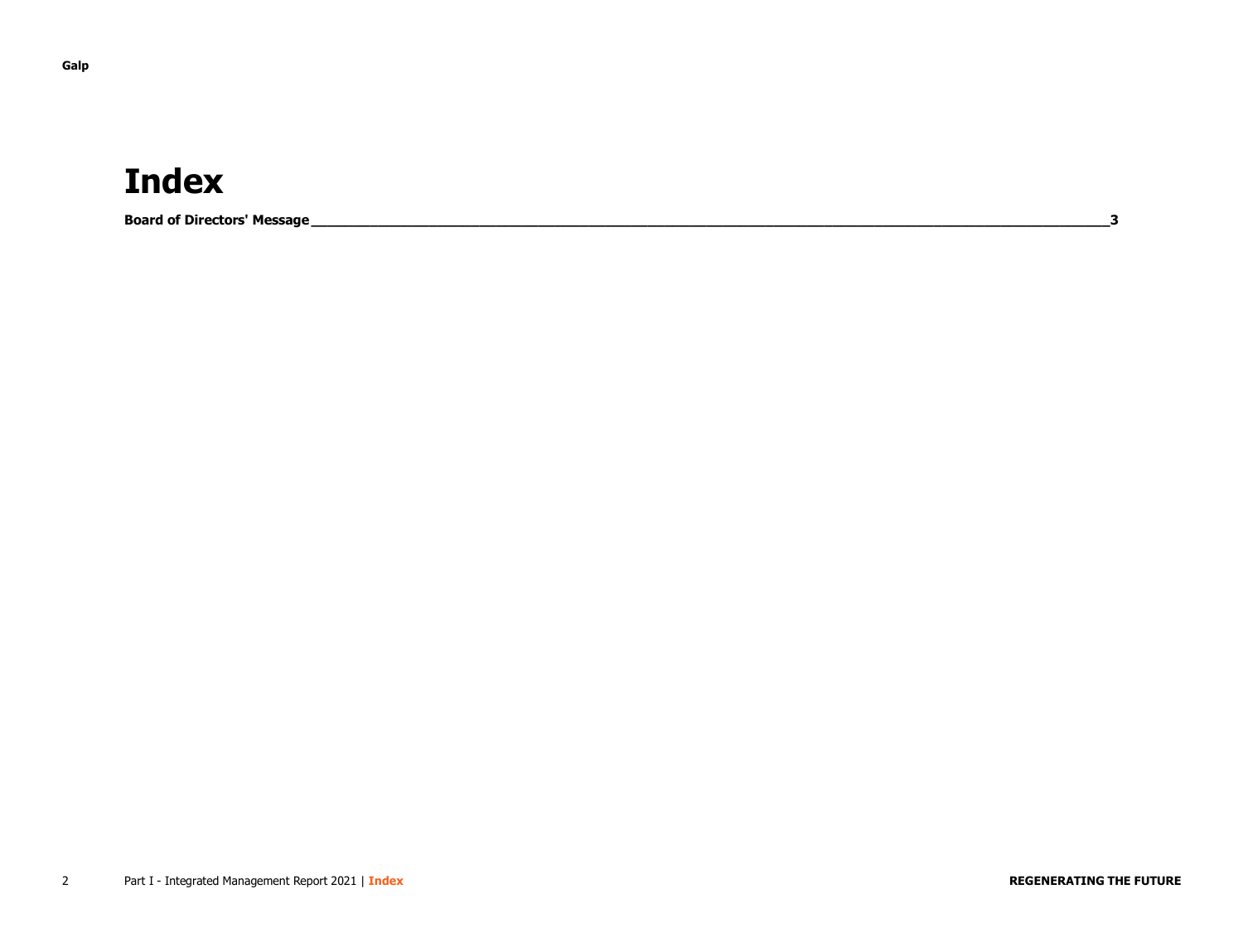# Index

**Board of Directors' Message______________________________________________________________________________________3**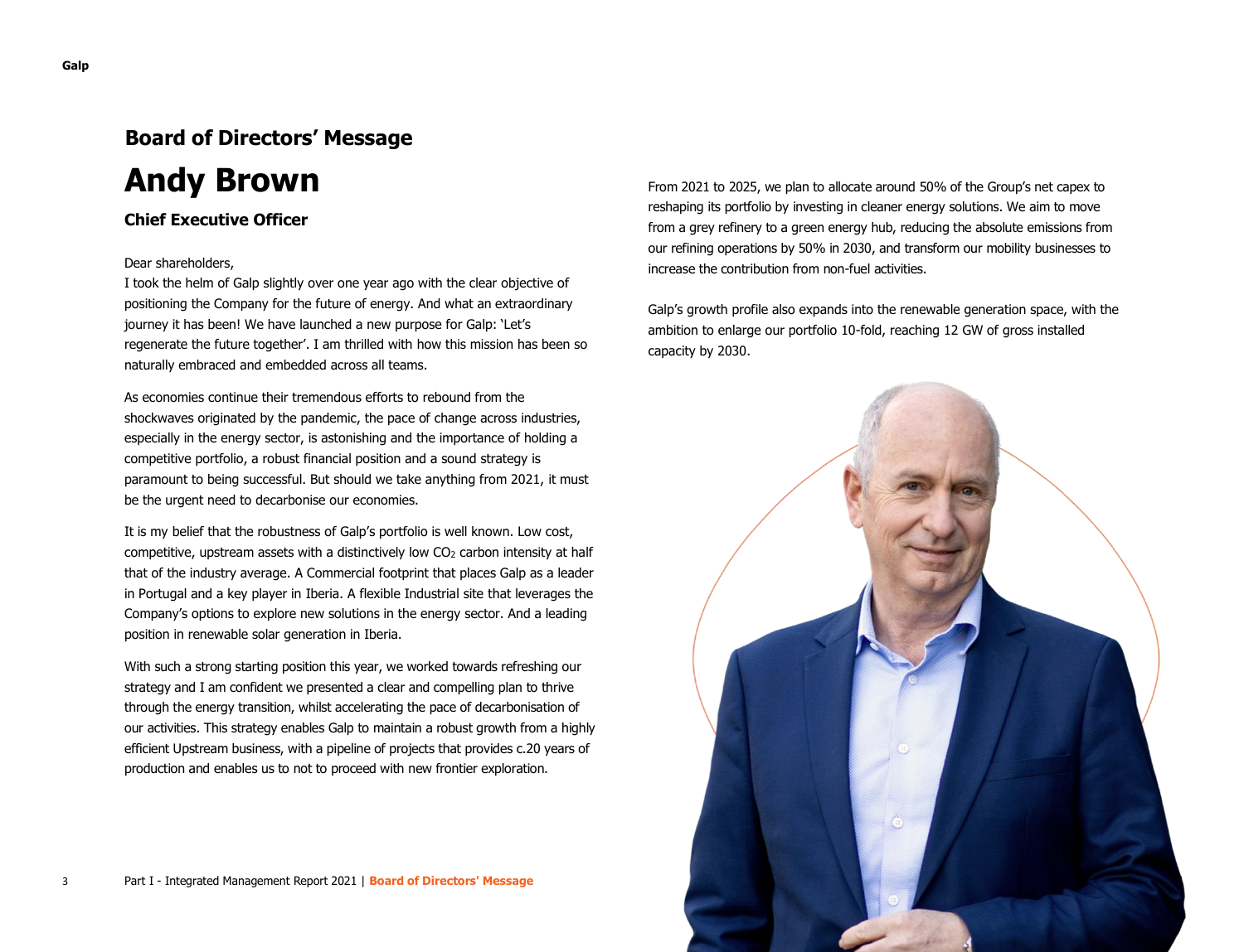## Board of Directors' Message

# Andy Brown

### Chief Executive Officer

Dear shareholders,
I took the helm of Galp slightly over one year ago with the clear objective of positioning the Company for the future of energy. And what an extraordinary journey it has been! We have launched a new purpose for Galp: 'Let's regenerate the future together'. I am thrilled with how this mission has been so naturally embraced and embedded across all teams.

As economies continue their tremendous efforts to rebound from the shockwaves originated by the pandemic, the pace of change across industries, especially in the energy sector, is astonishing and the importance of holding a competitive portfolio, a robust financial position and a sound strategy is paramount to being successful. But should we take anything from 2021, it must be the urgent need to decarbonise our economies.

It is my belief that the robustness of Galp's portfolio is well known. Low cost, competitive, upstream assets with a distinctively low $CO_2$ carbon intensity at half that of the industry average. A Commercial footprint that places Galp as a leader in Portugal and a key player in Iberia. A flexible Industrial site that leverages the Company's options to explore new solutions in the energy sector. And a leading position in renewable solar generation in Iberia.

With such a strong starting position this year, we worked towards refreshing our strategy and I am confident we presented a clear and compelling plan to thrive through the energy transition, whilst accelerating the pace of decarbonisation of our activities. This strategy enables Galp to maintain a robust growth from a highly efficient Upstream business, with a pipeline of projects that provides c.20 years of production and enables us to not to proceed with new frontier exploration.

From 2021 to 2025, we plan to allocate around 50% of the Group's net capex to reshaping its portfolio by investing in cleaner energy solutions. We aim to move from a grey refinery to a green energy hub, reducing the absolute emissions from our refining operations by 50% in 2030, and transform our mobility businesses to increase the contribution from non-fuel activities.

Galp's growth profile also expands into the renewable generation space, with the ambition to enlarge our portfolio 10-fold, reaching 12 GW of gross installed capacity by 2030.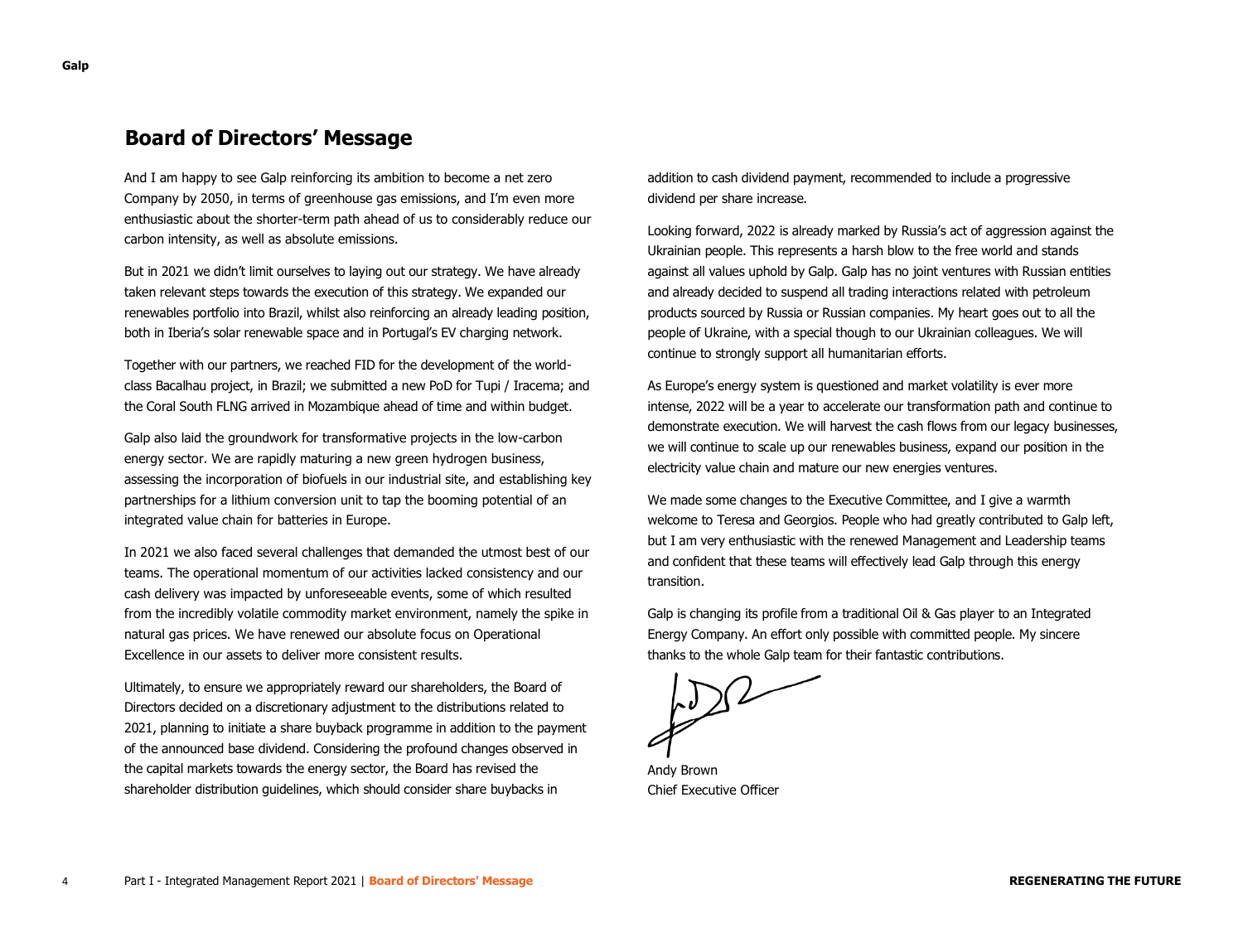## Board of Directors' Message

And I am happy to see Galp reinforcing its ambition to become a net zero Company by 2050, in terms of greenhouse gas emissions, and I'm even more enthusiastic about the shorter-term path ahead of us to considerably reduce our carbon intensity, as well as absolute emissions.

But in 2021 we didn't limit ourselves to laying out our strategy. We have already taken relevant steps towards the execution of this strategy. We expanded our renewables portfolio into Brazil, whilst also reinforcing an already leading position, both in Iberia's solar renewable space and in Portugal's EV charging network.

Together with our partners, we reached FID for the development of the world-class Bacalhau project, in Brazil; we submitted a new PoD for Tupi / Iracema; and the Coral South FLNG arrived in Mozambique ahead of time and within budget.

Galp also laid the groundwork for transformative projects in the low-carbon energy sector. We are rapidly maturing a new green hydrogen business, assessing the incorporation of biofuels in our industrial site, and establishing key partnerships for a lithium conversion unit to tap the booming potential of an integrated value chain for batteries in Europe.

In 2021 we also faced several challenges that demanded the utmost best of our teams. The operational momentum of our activities lacked consistency and our cash delivery was impacted by unforeseeable events, some of which resulted from the incredibly volatile commodity market environment, namely the spike in natural gas prices. We have renewed our absolute focus on Operational Excellence in our assets to deliver more consistent results.

Ultimately, to ensure we appropriately reward our shareholders, the Board of Directors decided on a discretionary adjustment to the distributions related to 2021, planning to initiate a share buyback programme in addition to the payment of the announced base dividend. Considering the profound changes observed in the capital markets towards the energy sector, the Board has revised the shareholder distribution guidelines, which should consider share buybacks in addition to cash dividend payment, recommended to include a progressive dividend per share increase.

Looking forward, 2022 is already marked by Russia's act of aggression against the Ukrainian people. This represents a harsh blow to the free world and stands against all values uphold by Galp. Galp has no joint ventures with Russian entities and already decided to suspend all trading interactions related with petroleum products sourced by Russia or Russian companies. My heart goes out to all the people of Ukraine, with a special though to our Ukrainian colleagues. We will continue to strongly support all humanitarian efforts.

As Europe's energy system is questioned and market volatility is ever more intense, 2022 will be a year to accelerate our transformation path and continue to demonstrate execution. We will harvest the cash flows from our legacy businesses, we will continue to scale up our renewables business, expand our position in the electricity value chain and mature our new energies ventures.

We made some changes to the Executive Committee, and I give a warmth welcome to Teresa and Georgios. People who had greatly contributed to Galp left, but I am very enthusiastic with the renewed Management and Leadership teams and confident that these teams will effectively lead Galp through this energy transition.

Galp is changing its profile from a traditional Oil & Gas player to an Integrated Energy Company. An effort only possible with committed people. My sincere thanks to the whole Galp team for their fantastic contributions.

Andy Brown
Chief Executive Officer